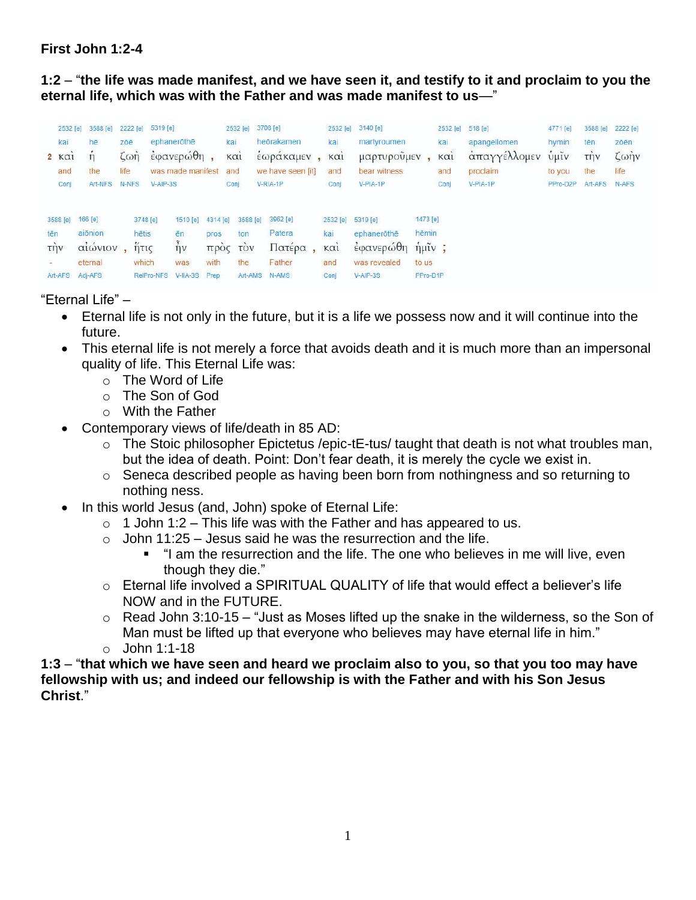**First John 1:2-4**

**1:2** – "**the life was made manifest, and we have seen it, and testify to it and proclaim to you the eternal life, which was with the Father and was made manifest to us**—"

| | 2532 [e] | 3588 [e] | 2222 [e] | 5319 [e] | 2532 [e] | 3708 [e] | 2532 [e] | 3140 [e] | 2532 [e] | 518 [e] | 4771 [e] | 3588 [e] | 2222 [e] |
|---|---|---|---|---|---|---|---|---|---|---|---|---|---|
| | kai | hē | zōē | ephanerōthē | kai | heōrakamen | kai | martyroumen | kai | apangellomen | hymin | tēn | zōēn |
| 2 | καὶ | ἡ | ζωὴ | ἐφανερώθη , | καὶ | ἑωράκαμεν , | καὶ | μαρτυροῦμεν , | καὶ | ἀπαγγέλλομεν | ὑμῖν | τὴν | ζωὴν |
| | and | the | life | was made manifest | and | we have seen [it] | and | bear witness | and | proclaim | to you | the | life |
| | Conj | Art-NFS | N-NFS | V-AIP-3S | Conj | V-RIA-1P | Conj | V-PIA-1P | Conj | V-PIA-1P | PPro-D2P | Art-AFS | N-AFS |

| 3588 [e] | 166 [e] | 3748 [e] | 1510 [e] | 4314 [e] | 3588 [e] | 3962 [e] | 2532 [e] | 5319 [e] | 1473 [e] |
|---|---|---|---|---|---|---|---|---|---|
| tēn | aiōnion | hētis | ēn | pros | ton | Patera | kai | ephanerōthē | hēmin |
| τὴν | αἰώνιον , | ἥτις | ἦν | πρὸς | τὸν | Πατέρα , | καὶ | ἐφανερώθη | ἡμῖν ; |
| - | eternal | which | was | with | the | Father | and | was revealed | to us |
| Art-AFS | Adj-AFS | RelPro-NFS | V-IIA-3S | Prep | Art-AMS | N-AMS | Conj | V-AIP-3S | PPro-D1P |

"Eternal Life" –

- Eternal life is not only in the future, but it is a life we possess now and it will continue into the future.
- This eternal life is not merely a force that avoids death and it is much more than an impersonal quality of life. This Eternal Life was:
  - The Word of Life
  - The Son of God
  - With the Father
- Contemporary views of life/death in 85 AD:
  - The Stoic philosopher Epictetus /epic-tE-tus/ taught that death is not what troubles man, but the idea of death. Point: Don't fear death, it is merely the cycle we exist in.
  - Seneca described people as having been born from nothingness and so returning to nothing ness.
- In this world Jesus (and, John) spoke of Eternal Life:
  - 1 John 1:2 – This life was with the Father and has appeared to us.
  - John 11:25 – Jesus said he was the resurrection and the life.
    - "I am the resurrection and the life. The one who believes in me will live, even though they die."
  - Eternal life involved a SPIRITUAL QUALITY of life that would effect a believer's life NOW and in the FUTURE.
  - Read John 3:10-15 – "Just as Moses lifted up the snake in the wilderness, so the Son of Man must be lifted up that everyone who believes may have eternal life in him."
  - John 1:1-18

**1:3** – "**that which we have seen and heard we proclaim also to you, so that you too may have fellowship with us; and indeed our fellowship is with the Father and with his Son Jesus Christ**."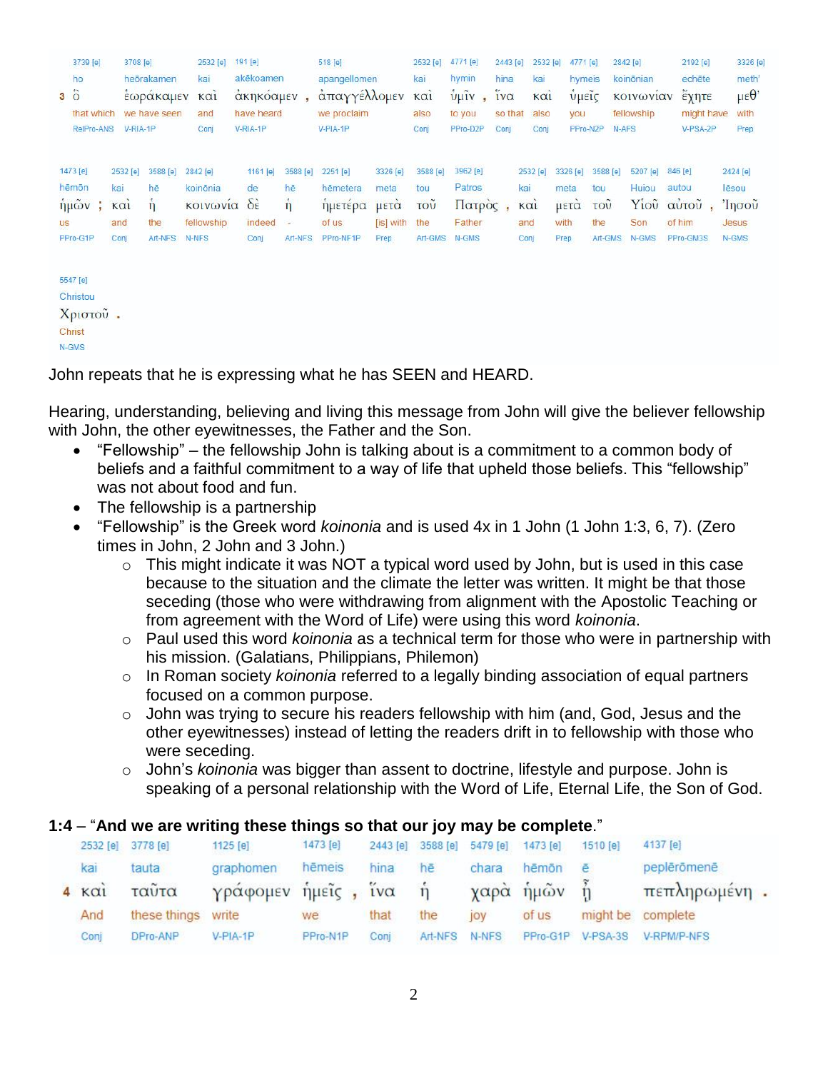| | | | | | | | | | | | | | |
|---|---|---|---|---|---|---|---|---|---|---|---|---|---|
| | 3739 [e] | 3708 [e] | 2532 [e] | 191 [e] | 518 [e] | 2532 [e] | 4771 [e] | 2443 [e] | 2532 [e] | 4771 [e] | 2842 [e] | 2192 [e] | 3326 [e] |
| | ho | heōrakamen | kai | akēkoamen | apangellomen | kai | hymin | hina | kai | hymeis | koinōnian | echēte | meth' |
| 3 | ὃ | ἑωράκαμεν | καὶ | ἀκηκόαμεν , | ἀπαγγέλλομεν | καὶ | ὑμῖν , | ἵνα | καὶ | ὑμεῖς | κοινωνίαν | ἔχητε | μεθ' |
| | that which | we have seen | and | have heard | we proclaim | also | to you | so that | also | you | fellowship | might have | with |
| | RelPro-ANS | V-RIA-1P | Conj | V-RIA-1P | V-PIA-1P | Conj | PPro-D2P | Conj | Conj | PPro-N2P | N-AFS | V-PSA-2P | Prep |

| | | | | | | | | | | | | | | | |
|---|---|---|---|---|---|---|---|---|---|---|---|---|---|---|---|
| 1473 [e] | 2532 [e] | 3588 [e] | 2842 [e] | 1161 [e] | 3588 [e] | 2251 [e] | 3326 [e] | 3588 [e] | 3962 [e] | 2532 [e] | 3326 [e] | 3588 [e] | 5207 [e] | 846 [e] | 2424 [e] |
| hēmōn | kai | hē | koinōnia | de | hē | hēmetera | meta | tou | Patros | kai | meta | tou | Huiou | autou | Iēsou |
| ἡμῶν ; | καὶ | ἡ | κοινωνία | δὲ | ἡ | ἡμετέρα | μετὰ | τοῦ | Πατρὸς , | καὶ | μετὰ | τοῦ | Υἱοῦ | αὐτοῦ , | Ἰησοῦ |
| us | and | the | fellowship | indeed | - | of us | [is] with | the | Father | and | with | the | Son | of him | Jesus |
| PPro-G1P | Conj | Art-NFS | N-NFS | Conj | Art-NFS | PPro-NF1P | Prep | Art-GMS | N-GMS | Conj | Prep | Art-GMS | N-GMS | PPro-GM3S | N-GMS |

| |
|---|
| 5547 [e] |
| Christou |
| Χριστοῦ . |
| Christ |
| N-GMS |

John repeats that he is expressing what he has SEEN and HEARD.

Hearing, understanding, believing and living this message from John will give the believer fellowship with John, the other eyewitnesses, the Father and the Son.

- "Fellowship" – the fellowship John is talking about is a commitment to a common body of beliefs and a faithful commitment to a way of life that upheld those beliefs. This "fellowship" was not about food and fun.
- The fellowship is a partnership
- "Fellowship" is the Greek word *koinonia* and is used 4x in 1 John (1 John 1:3, 6, 7). (Zero times in John, 2 John and 3 John.)
    - This might indicate it was NOT a typical word used by John, but is used in this case because to the situation and the climate the letter was written. It might be that those seceding (those who were withdrawing from alignment with the Apostolic Teaching or from agreement with the Word of Life) were using this word *koinonia*.
    - Paul used this word *koinonia* as a technical term for those who were in partnership with his mission. (Galatians, Philippians, Philemon)
    - In Roman society *koinonia* referred to a legally binding association of equal partners focused on a common purpose.
    - John was trying to secure his readers fellowship with him (and, God, Jesus and the other eyewitnesses) instead of letting the readers drift in to fellowship with those who were seceding.
    - John's *koinonia* was bigger than assent to doctrine, lifestyle and purpose. John is speaking of a personal relationship with the Word of Life, Eternal Life, the Son of God.

**1:4** – "**And we are writing these things so that our joy may be complete**."

| | | | | | | | | | | |
|---|---|---|---|---|---|---|---|---|---|---|
| | 2532 [e] | 3778 [e] | 1125 [e] | 1473 [e] | 2443 [e] | 3588 [e] | 5479 [e] | 1473 [e] | 1510 [e] | 4137 [e] |
| | kai | tauta | graphomen | hēmeis | hina | hē | chara | hēmōn | ē | peplērōmenē |
| 4 | καὶ | ταῦτα | γράφομεν | ἡμεῖς , | ἵνα | ἡ | χαρὰ | ἡμῶν | ᾖ | πεπληρωμένη . |
| | And | these things | write | we | that | the | joy | of us | might be | complete |
| | Conj | DPro-ANP | V-PIA-1P | PPro-N1P | Conj | Art-NFS | N-NFS | PPro-G1P | V-PSA-3S | V-RPM/P-NFS |